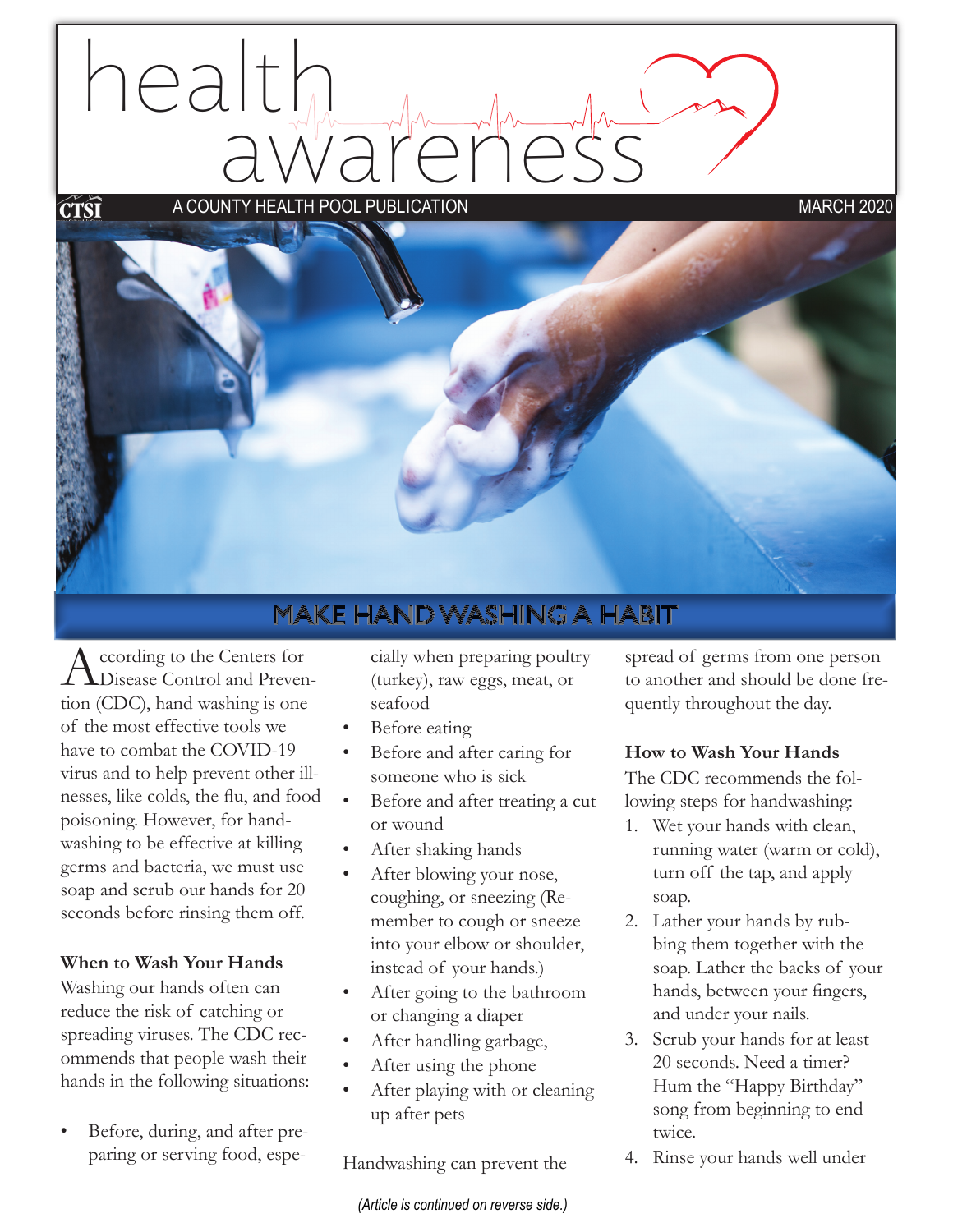# health awareness

A COUNTY HEALTH POOL PUBLICATION

MARCH 2020

## MAKE HAND WASHING A HABIT

According to the Centers for Disease Control and Prevention (CDC), hand washing is one of the most effective tools we have to combat the COVID-19 virus and to help prevent other illnesses, like colds, the flu, and food poisoning. However, for handwashing to be effective at killing germs and bacteria, we must use soap and scrub our hands for 20 seconds before rinsing them off.

### When to Wash Your Hands

Washing our hands often can reduce the risk of catching or spreading viruses. The CDC recommends that people wash their hands in the following situations:

- Before, during, and after preparing or serving food, especially when preparing poultry (turkey), raw eggs, meat, or seafood
- Before eating
- Before and after caring for someone who is sick
- Before and after treating a cut or wound
- After shaking hands
- After blowing your nose, coughing, or sneezing (Remember to cough or sneeze into your elbow or shoulder, instead of your hands.)
- After going to the bathroom or changing a diaper
- After handling garbage,
- After using the phone
- After playing with or cleaning up after pets

Handwashing can prevent the spread of germs from one person to another and should be done frequently throughout the day.

### How to Wash Your Hands

The CDC recommends the following steps for handwashing:

1. Wet your hands with clean, running water (warm or cold), turn off the tap, and apply soap.
2. Lather your hands by rubbing them together with the soap. Lather the backs of your hands, between your fingers, and under your nails.
3. Scrub your hands for at least 20 seconds. Need a timer? Hum the "Happy Birthday" song from beginning to end twice.
4. Rinse your hands well under

*(Article is continued on reverse side.)*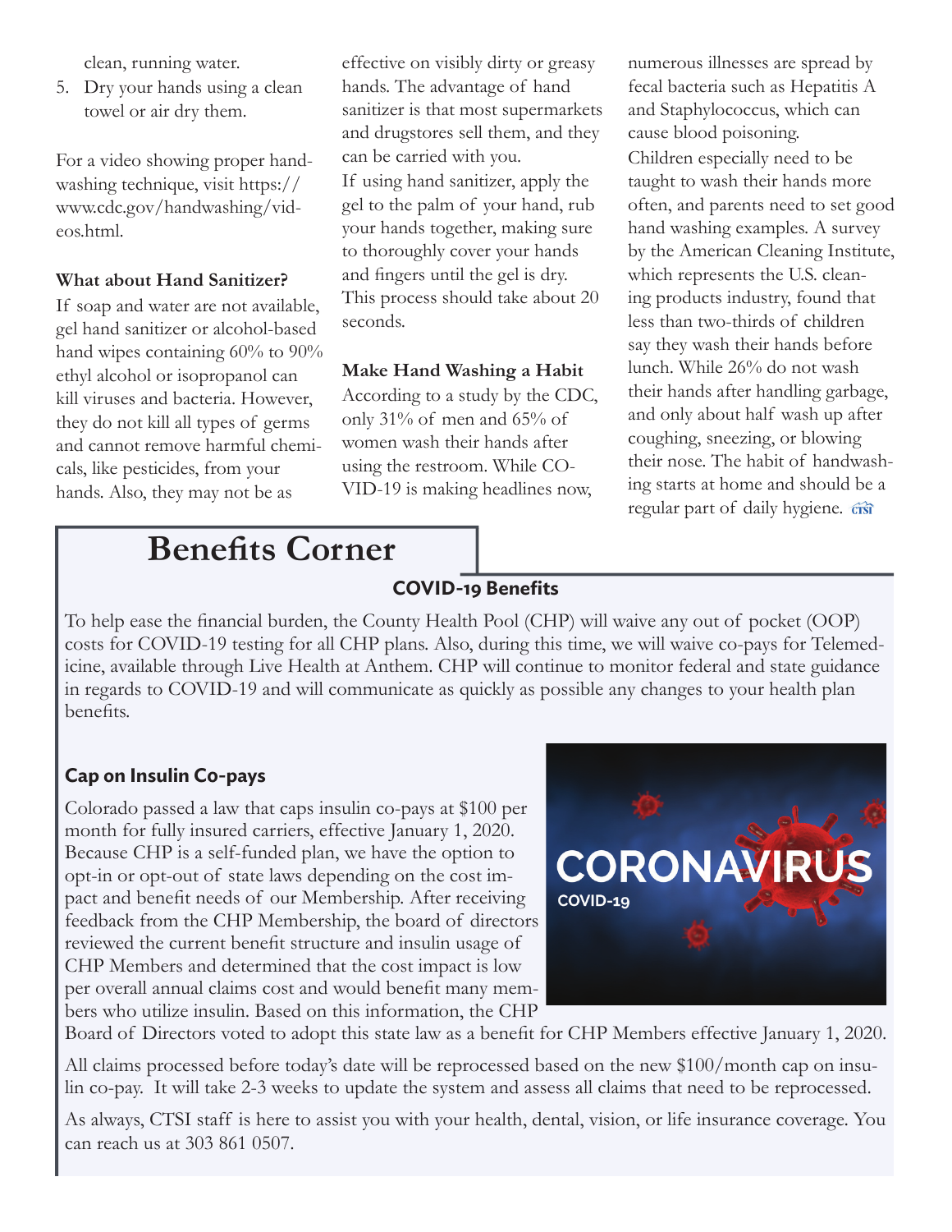clean, running water.

5. Dry your hands using a clean towel or air dry them.

For a video showing proper hand-washing technique, visit https://www.cdc.gov/handwashing/videos.html.

**What about Hand Sanitizer?**

If soap and water are not available, gel hand sanitizer or alcohol-based hand wipes containing 60% to 90% ethyl alcohol or isopropanol can kill viruses and bacteria. However, they do not kill all types of germs and cannot remove harmful chemicals, like pesticides, from your hands. Also, they may not be as effective on visibly dirty or greasy hands. The advantage of hand sanitizer is that most supermarkets and drugstores sell them, and they can be carried with you.

If using hand sanitizer, apply the gel to the palm of your hand, rub your hands together, making sure to thoroughly cover your hands and fingers until the gel is dry. This process should take about 20 seconds.

**Make Hand Washing a Habit**

According to a study by the CDC, only 31% of men and 65% of women wash their hands after using the restroom. While COVID-19 is making headlines now, numerous illnesses are spread by fecal bacteria such as Hepatitis A and Staphylococcus, which can cause blood poisoning.

Children especially need to be taught to wash their hands more often, and parents need to set good hand washing examples. A survey by the American Cleaning Institute, which represents the U.S. cleaning products industry, found that less than two-thirds of children say they wash their hands before lunch. While 26% do not wash their hands after handling garbage, and only about half wash up after coughing, sneezing, or blowing their nose. The habit of handwashing starts at home and should be a regular part of daily hygiene.

# Benefits Corner

## COVID-19 Benefits

To help ease the financial burden, the County Health Pool (CHP) will waive any out of pocket (OOP) costs for COVID-19 testing for all CHP plans. Also, during this time, we will waive co-pays for Telemedicine, available through Live Health at Anthem. CHP will continue to monitor federal and state guidance in regards to COVID-19 and will communicate as quickly as possible any changes to your health plan benefits.

### Cap on Insulin Co-pays

Colorado passed a law that caps insulin co-pays at $100 per month for fully insured carriers, effective January 1, 2020. Because CHP is a self-funded plan, we have the option to opt-in or opt-out of state laws depending on the cost impact and benefit needs of our Membership. After receiving feedback from the CHP Membership, the board of directors reviewed the current benefit structure and insulin usage of CHP Members and determined that the cost impact is low per overall annual claims cost and would benefit many members who utilize insulin. Based on this information, the CHP Board of Directors voted to adopt this state law as a benefit for CHP Members effective January 1, 2020.

All claims processed before today's date will be reprocessed based on the new $100/month cap on insulin co-pay. It will take 2-3 weeks to update the system and assess all claims that need to be reprocessed.

As always, CTSI staff is here to assist you with your health, dental, vision, or life insurance coverage. You can reach us at 303 861 0507.